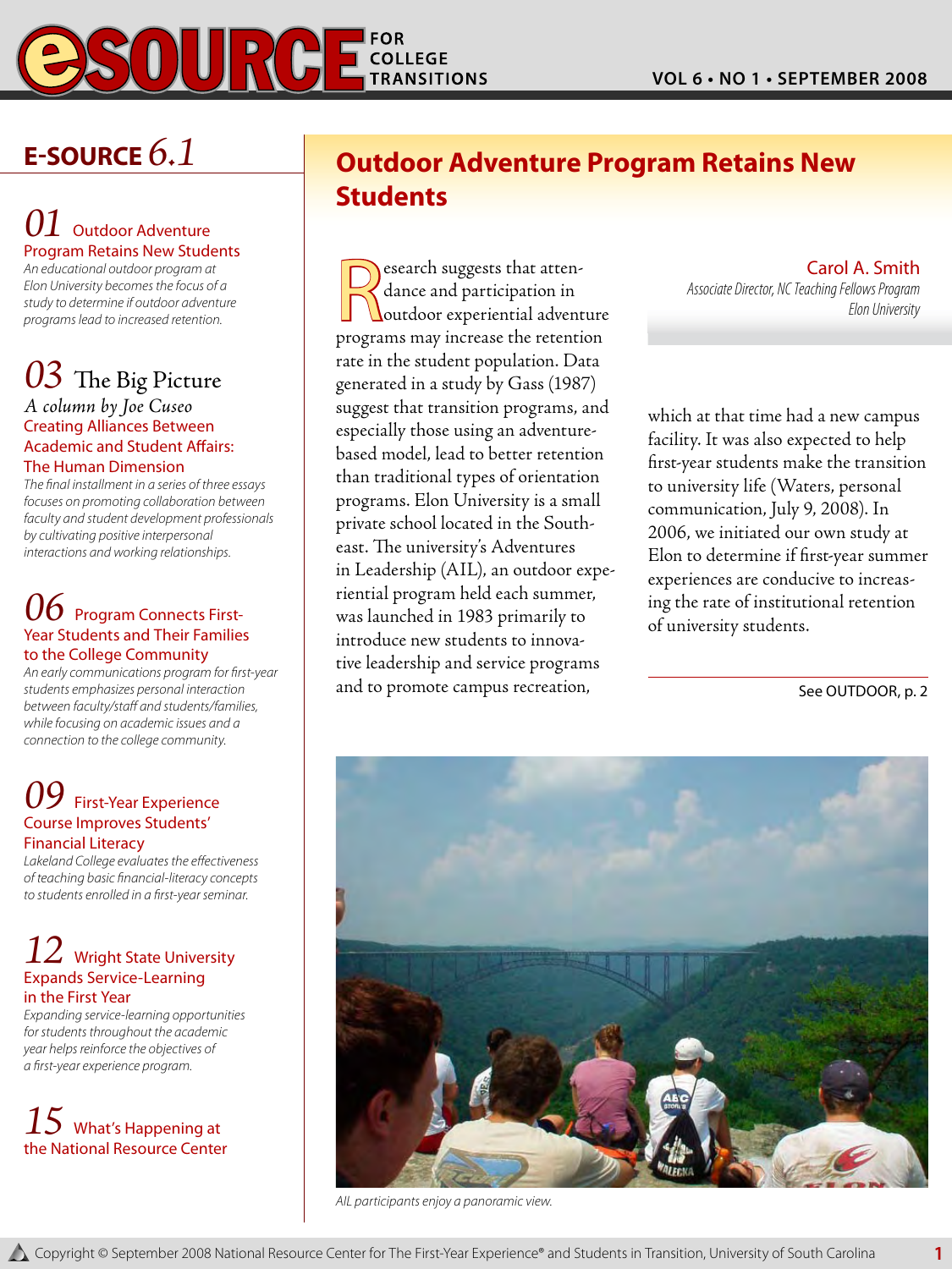# E-SOURCE 6.1

## 01 Outdoor Adventure Program Retains New Students

*An educational outdoor program at Elon University becomes the focus of a study to determine if outdoor adventure programs lead to increased retention.*

## 03 The Big Picture

*A column by Joe Cuseo*

**Creating Alliances Between Academic and Student Affairs: The Human Dimension**

*The final installment in a series of three essays focuses on promoting collaboration between faculty and student development professionals by cultivating positive interpersonal interactions and working relationships.*

## 06 Program Connects First-Year Students and Their Families to the College Community

*An early communications program for first-year students emphasizes personal interaction between faculty/staff and students/families, while focusing on academic issues and a connection to the college community.*

## 09 First-Year Experience Course Improves Students' Financial Literacy

*Lakeland College evaluates the effectiveness of teaching basic financial-literacy concepts to students enrolled in a first-year seminar.*

## 12 Wright State University Expands Service-Learning in the First Year

*Expanding service-learning opportunities for students throughout the academic year helps reinforce the objectives of a first-year experience program.*

## 15 What's Happening at the National Resource Center

# Outdoor Adventure Program Retains New Students

**Carol A. Smith**
*Associate Director, NC Teaching Fellows Program*
*Elon University*

Research suggests that attendance and participation in outdoor experiential adventure programs may increase the retention rate in the student population. Data generated in a study by Gass (1987) suggest that transition programs, and especially those using an adventure-based model, lead to better retention than traditional types of orientation programs. Elon University is a small private school located in the Southeast. The university's Adventures in Leadership (AIL), an outdoor experiential program held each summer, was launched in 1983 primarily to introduce new students to innovative leadership and service programs and to promote campus recreation, which at that time had a new campus facility. It was also expected to help first-year students make the transition to university life (Waters, personal communication, July 9, 2008). In 2006, we initiated our own study at Elon to determine if first-year summer experiences are conducive to increasing the rate of institutional retention of university students.

See OUTDOOR, p. 2

*AIL participants enjoy a panoramic view.*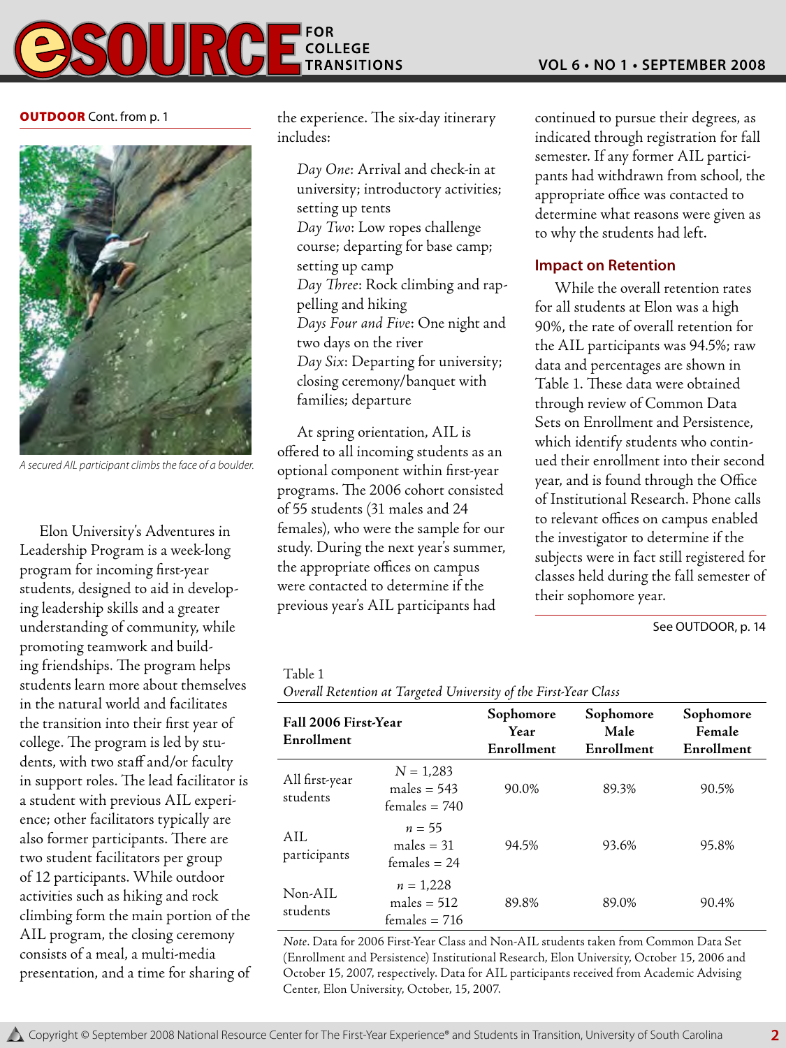**OUTDOOR** Cont. from p. 1

*A secured AIL participant climbs the face of a boulder.*

Elon University's Adventures in Leadership Program is a week-long program for incoming first-year students, designed to aid in developing leadership skills and a greater understanding of community, while promoting teamwork and building friendships. The program helps students learn more about themselves in the natural world and facilitates the transition into their first year of college. The program is led by students, with two staff and/or faculty in support roles. The lead facilitator is a student with previous AIL experience; other facilitators typically are also former participants. There are two student facilitators per group of 12 participants. While outdoor activities such as hiking and rock climbing form the main portion of the AIL program, the closing ceremony consists of a meal, a multi-media presentation, and a time for sharing of the experience. The six-day itinerary includes:

> *Day One*: Arrival and check-in at university; introductory activities; setting up tents
> *Day Two*: Low ropes challenge course; departing for base camp; setting up camp
> *Day Three*: Rock climbing and rappelling and hiking
> *Days Four and Five*: One night and two days on the river
> *Day Six*: Departing for university; closing ceremony/banquet with families; departure

At spring orientation, AIL is offered to all incoming students as an optional component within first-year programs. The 2006 cohort consisted of 55 students (31 males and 24 females), who were the sample for our study. During the next year's summer, the appropriate offices on campus were contacted to determine if the previous year's AIL participants had continued to pursue their degrees, as indicated through registration for fall semester. If any former AIL participants had withdrawn from school, the appropriate office was contacted to determine what reasons were given as to why the students had left.

## Impact on Retention

While the overall retention rates for all students at Elon was a high 90%, the rate of overall retention for the AIL participants was 94.5%; raw data and percentages are shown in Table 1. These data were obtained through review of Common Data Sets on Enrollment and Persistence, which identify students who continued their enrollment into their second year, and is found through the Office of Institutional Research. Phone calls to relevant offices on campus enabled the investigator to determine if the subjects were in fact still registered for classes held during the fall semester of their sophomore year.

See OUTDOOR, p. 14

Table 1
*Overall Retention at Targeted University of the First-Year Class*

| Fall 2006 First-Year Enrollment | | Sophomore Year Enrollment | Sophomore Male Enrollment | Sophomore Female Enrollment |
|---|---|---|---|---|
| All first-year students | $N$ = 1,283<br>males = 543<br>females = 740 | 90.0% | 89.3% | 90.5% |
| AIL participants | $n$ = 55<br>males = 31<br>females = 24 | 94.5% | 93.6% | 95.8% |
| Non-AIL students | $n$ = 1,228<br>males = 512<br>females = 716 | 89.8% | 89.0% | 90.4% |

*Note*. Data for 2006 First-Year Class and Non-AIL students taken from Common Data Set (Enrollment and Persistence) Institutional Research, Elon University, October 15, 2006 and October 15, 2007, respectively. Data for AIL participants received from Academic Advising Center, Elon University, October, 15, 2007.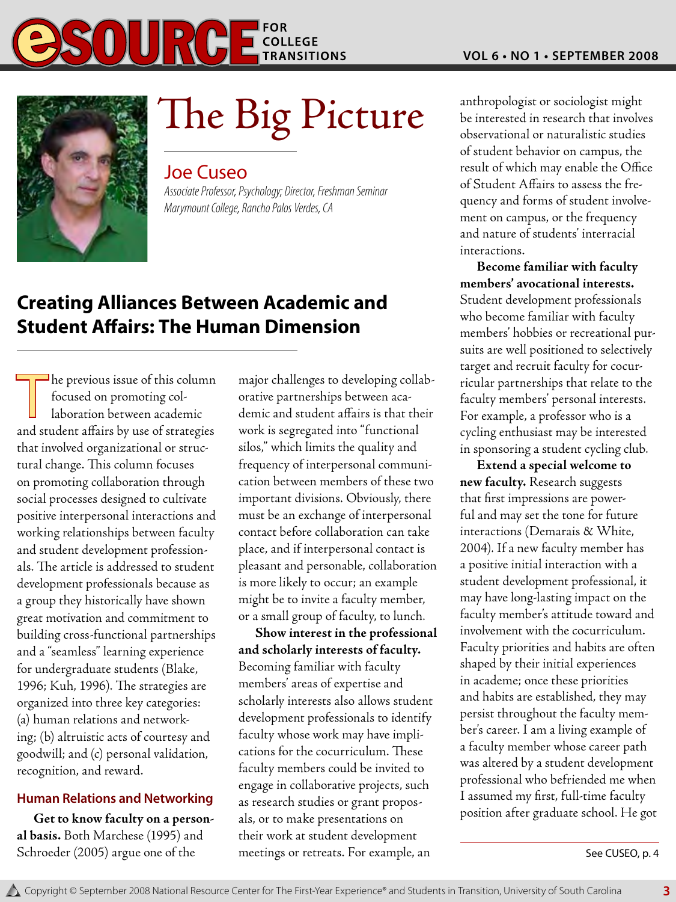# The Big Picture

Joe Cuseo

*Associate Professor, Psychology; Director, Freshman Seminar*
*Marymount College, Rancho Palos Verdes, CA*

## Creating Alliances Between Academic and Student Affairs: The Human Dimension

The previous issue of this column focused on promoting collaboration between academic and student affairs by use of strategies that involved organizational or structural change. This column focuses on promoting collaboration through social processes designed to cultivate positive interpersonal interactions and working relationships between faculty and student development professionals. The article is addressed to student development professionals because as a group they historically have shown great motivation and commitment to building cross-functional partnerships and a "seamless" learning experience for undergraduate students (Blake, 1996; Kuh, 1996). The strategies are organized into three key categories: (a) human relations and networking; (b) altruistic acts of courtesy and goodwill; and (c) personal validation, recognition, and reward.

### Human Relations and Networking

**Get to know faculty on a personal basis.** Both Marchese (1995) and Schroeder (2005) argue one of the major challenges to developing collaborative partnerships between academic and student affairs is that their work is segregated into "functional silos," which limits the quality and frequency of interpersonal communication between members of these two important divisions. Obviously, there must be an exchange of interpersonal contact before collaboration can take place, and if interpersonal contact is pleasant and personable, collaboration is more likely to occur; an example might be to invite a faculty member, or a small group of faculty, to lunch.

**Show interest in the professional and scholarly interests of faculty.** Becoming familiar with faculty members' areas of expertise and scholarly interests also allows student development professionals to identify faculty whose work may have implications for the cocurriculum. These faculty members could be invited to engage in collaborative projects, such as research studies or grant proposals, or to make presentations on their work at student development meetings or retreats. For example, an anthropologist or sociologist might be interested in research that involves observational or naturalistic studies of student behavior on campus, the result of which may enable the Office of Student Affairs to assess the frequency and forms of student involvement on campus, or the frequency and nature of students' interracial interactions.

**Become familiar with faculty members' avocational interests.** Student development professionals who become familiar with faculty members' hobbies or recreational pursuits are well positioned to selectively target and recruit faculty for cocurricular partnerships that relate to the faculty members' personal interests. For example, a professor who is a cycling enthusiast may be interested in sponsoring a student cycling club.

**Extend a special welcome to new faculty.** Research suggests that first impressions are powerful and may set the tone for future interactions (Demarais & White, 2004). If a new faculty member has a positive initial interaction with a student development professional, it may have long-lasting impact on the faculty member's attitude toward and involvement with the cocurriculum. Faculty priorities and habits are often shaped by their initial experiences in academe; once these priorities and habits are established, they may persist throughout the faculty member's career. I am a living example of a faculty member whose career path was altered by a student development professional who befriended me when I assumed my first, full-time faculty position after graduate school. He got

See CUSEO, p. 4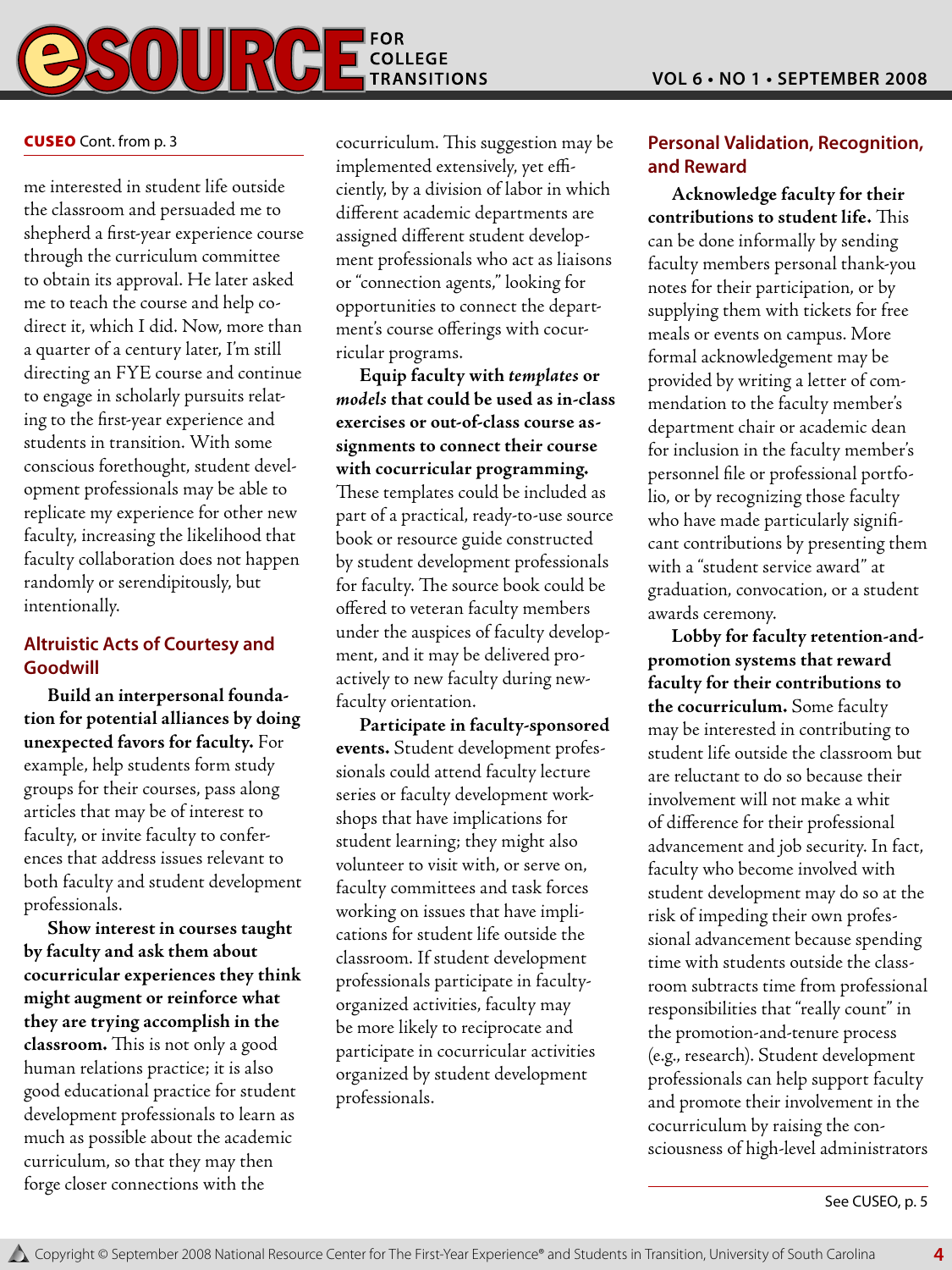**CUSEO** Cont. from p. 3

me interested in student life outside the classroom and persuaded me to shepherd a first-year experience course through the curriculum committee to obtain its approval. He later asked me to teach the course and help co-direct it, which I did. Now, more than a quarter of a century later, I'm still directing an FYE course and continue to engage in scholarly pursuits relating to the first-year experience and students in transition. With some conscious forethought, student development professionals may be able to replicate my experience for other new faculty, increasing the likelihood that faculty collaboration does not happen randomly or serendipitously, but intentionally.

## Altruistic Acts of Courtesy and Goodwill

**Build an interpersonal foundation for potential alliances by doing unexpected favors for faculty.** For example, help students form study groups for their courses, pass along articles that may be of interest to faculty, or invite faculty to conferences that address issues relevant to both faculty and student development professionals.

**Show interest in courses taught by faculty and ask them about cocurricular experiences they think might augment or reinforce what they are trying accomplish in the classroom.** This is not only a good human relations practice; it is also good educational practice for student development professionals to learn as much as possible about the academic curriculum, so that they may then forge closer connections with the cocurriculum. This suggestion may be implemented extensively, yet efficiently, by a division of labor in which different academic departments are assigned different student development professionals who act as liaisons or "connection agents," looking for opportunities to connect the department's course offerings with cocurricular programs.

**Equip faculty with *templates* or *models* that could be used as in-class exercises or out-of-class course assignments to connect their course with cocurricular programming.** These templates could be included as part of a practical, ready-to-use source book or resource guide constructed by student development professionals for faculty. The source book could be offered to veteran faculty members under the auspices of faculty development, and it may be delivered proactively to new faculty during new-faculty orientation.

**Participate in faculty-sponsored events.** Student development professionals could attend faculty lecture series or faculty development workshops that have implications for student learning; they might also volunteer to visit with, or serve on, faculty committees and task forces working on issues that have implications for student life outside the classroom. If student development professionals participate in faculty-organized activities, faculty may be more likely to reciprocate and participate in cocurricular activities organized by student development professionals.

## Personal Validation, Recognition, and Reward

**Acknowledge faculty for their contributions to student life.** This can be done informally by sending faculty members personal thank-you notes for their participation, or by supplying them with tickets for free meals or events on campus. More formal acknowledgement may be provided by writing a letter of commendation to the faculty member's department chair or academic dean for inclusion in the faculty member's personnel file or professional portfolio, or by recognizing those faculty who have made particularly significant contributions by presenting them with a "student service award" at graduation, convocation, or a student awards ceremony.

**Lobby for faculty retention-and-promotion systems that reward faculty for their contributions to the cocurriculum.** Some faculty may be interested in contributing to student life outside the classroom but are reluctant to do so because their involvement will not make a whit of difference for their professional advancement and job security. In fact, faculty who become involved with student development may do so at the risk of impeding their own professional advancement because spending time with students outside the classroom subtracts time from professional responsibilities that "really count" in the promotion-and-tenure process (e.g., research). Student development professionals can help support faculty and promote their involvement in the cocurriculum by raising the consciousness of high-level administrators

See CUSEO, p. 5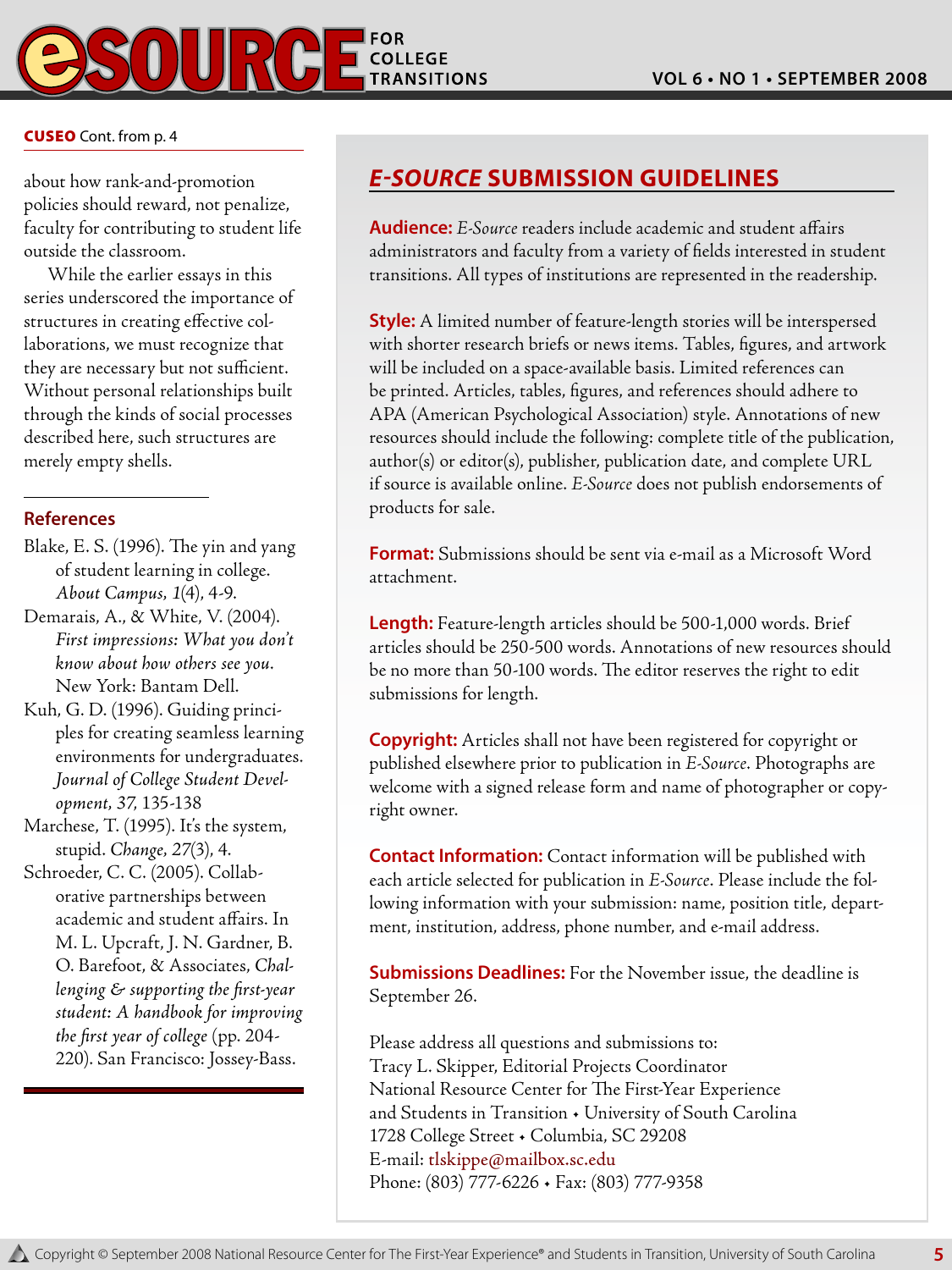**CUSEO** Cont. from p. 4

about how rank-and-promotion policies should reward, not penalize, faculty for contributing to student life outside the classroom.

While the earlier essays in this series underscored the importance of structures in creating effective collaborations, we must recognize that they are necessary but not sufficient. Without personal relationships built through the kinds of social processes described here, such structures are merely empty shells.

## References

Blake, E. S. (1996). The yin and yang of student learning in college. *About Campus, 1*(4), 4-9.

Demarais, A., & White, V. (2004). *First impressions: What you don't know about how others see you*. New York: Bantam Dell.

Kuh, G. D. (1996). Guiding principles for creating seamless learning environments for undergraduates. *Journal of College Student Development, 37*, 135-138

Marchese, T. (1995). It's the system, stupid. *Change, 27*(3), 4.

Schroeder, C. C. (2005). Collaborative partnerships between academic and student affairs. In M. L. Upcraft, J. N. Gardner, B. O. Barefoot, & Associates, *Challenging & supporting the first-year student: A handbook for improving the first year of college* (pp. 204-220). San Francisco: Jossey-Bass.

## *E-SOURCE* SUBMISSION GUIDELINES

**Audience:** *E-Source* readers include academic and student affairs administrators and faculty from a variety of fields interested in student transitions. All types of institutions are represented in the readership.

**Style:** A limited number of feature-length stories will be interspersed with shorter research briefs or news items. Tables, figures, and artwork will be included on a space-available basis. Limited references can be printed. Articles, tables, figures, and references should adhere to APA (American Psychological Association) style. Annotations of new resources should include the following: complete title of the publication, author(s) or editor(s), publisher, publication date, and complete URL if source is available online. *E-Source* does not publish endorsements of products for sale.

**Format:** Submissions should be sent via e-mail as a Microsoft Word attachment.

**Length:** Feature-length articles should be 500-1,000 words. Brief articles should be 250-500 words. Annotations of new resources should be no more than 50-100 words. The editor reserves the right to edit submissions for length.

**Copyright:** Articles shall not have been registered for copyright or published elsewhere prior to publication in *E-Source*. Photographs are welcome with a signed release form and name of photographer or copyright owner.

**Contact Information:** Contact information will be published with each article selected for publication in *E-Source*. Please include the following information with your submission: name, position title, department, institution, address, phone number, and e-mail address.

**Submissions Deadlines:** For the November issue, the deadline is September 26.

Please address all questions and submissions to:
Tracy L. Skipper, Editorial Projects Coordinator
National Resource Center for The First-Year Experience
and Students in Transition • University of South Carolina
1728 College Street • Columbia, SC 29208
E-mail: tlskippe@mailbox.sc.edu
Phone: (803) 777-6226 • Fax: (803) 777-9358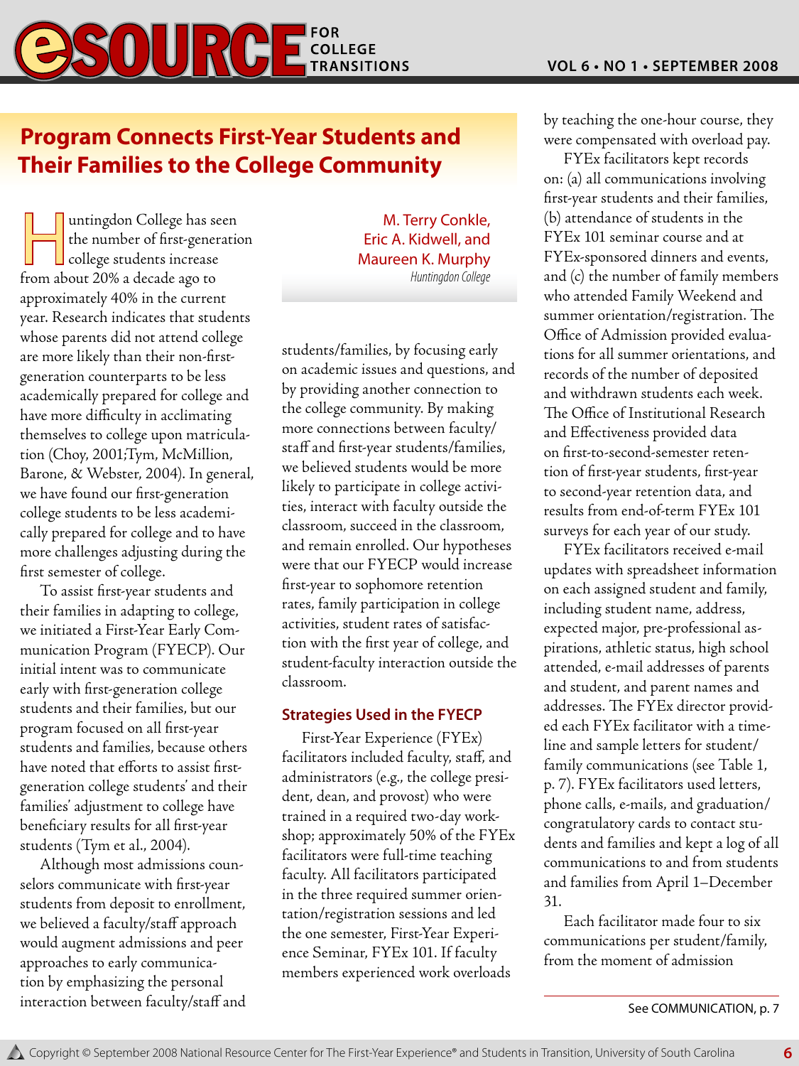## Program Connects First-Year Students and Their Families to the College Community

M. Terry Conkle, Eric A. Kidwell, and Maureen K. Murphy
*Huntingdon College*

Huntingdon College has seen the number of first-generation college students increase from about 20% a decade ago to approximately 40% in the current year. Research indicates that students whose parents did not attend college are more likely than their non-first-generation counterparts to be less academically prepared for college and have more difficulty in acclimating themselves to college upon matriculation (Choy, 2001;Tym, McMillion, Barone, & Webster, 2004). In general, we have found our first-generation college students to be less academically prepared for college and to have more challenges adjusting during the first semester of college.

To assist first-year students and their families in adapting to college, we initiated a First-Year Early Communication Program (FYECP). Our initial intent was to communicate early with first-generation college students and their families, but our program focused on all first-year students and families, because others have noted that efforts to assist first-generation college students' and their families' adjustment to college have beneficiary results for all first-year students (Tym et al., 2004).

Although most admissions counselors communicate with first-year students from deposit to enrollment, we believed a faculty/staff approach would augment admissions and peer approaches to early communication by emphasizing the personal interaction between faculty/staff and students/families, by focusing early on academic issues and questions, and by providing another connection to the college community. By making more connections between faculty/staff and first-year students/families, we believed students would be more likely to participate in college activities, interact with faculty outside the classroom, succeed in the classroom, and remain enrolled. Our hypotheses were that our FYECP would increase first-year to sophomore retention rates, family participation in college activities, student rates of satisfaction with the first year of college, and student-faculty interaction outside the classroom.

### Strategies Used in the FYECP

First-Year Experience (FYEx) facilitators included faculty, staff, and administrators (e.g., the college president, dean, and provost) who were trained in a required two-day workshop; approximately 50% of the FYEx facilitators were full-time teaching faculty. All facilitators participated in the three required summer orientation/registration sessions and led the one semester, First-Year Experience Seminar, FYEx 101. If faculty members experienced work overloads by teaching the one-hour course, they were compensated with overload pay.

FYEx facilitators kept records on: (a) all communications involving first-year students and their families, (b) attendance of students in the FYEx 101 seminar course and at FYEx-sponsored dinners and events, and (c) the number of family members who attended Family Weekend and summer orientation/registration. The Office of Admission provided evaluations for all summer orientations, and records of the number of deposited and withdrawn students each week. The Office of Institutional Research and Effectiveness provided data on first-to-second-semester retention of first-year students, first-year to second-year retention data, and results from end-of-term FYEx 101 surveys for each year of our study.

FYEx facilitators received e-mail updates with spreadsheet information on each assigned student and family, including student name, address, expected major, pre-professional aspirations, athletic status, high school attended, e-mail addresses of parents and student, and parent names and addresses. The FYEx director provided each FYEx facilitator with a timeline and sample letters for student/family communications (see Table 1, p. 7). FYEx facilitators used letters, phone calls, e-mails, and graduation/congratulatory cards to contact students and families and kept a log of all communications to and from students and families from April 1–December 31.

Each facilitator made four to six communications per student/family, from the moment of admission

See COMMUNICATION, p. 7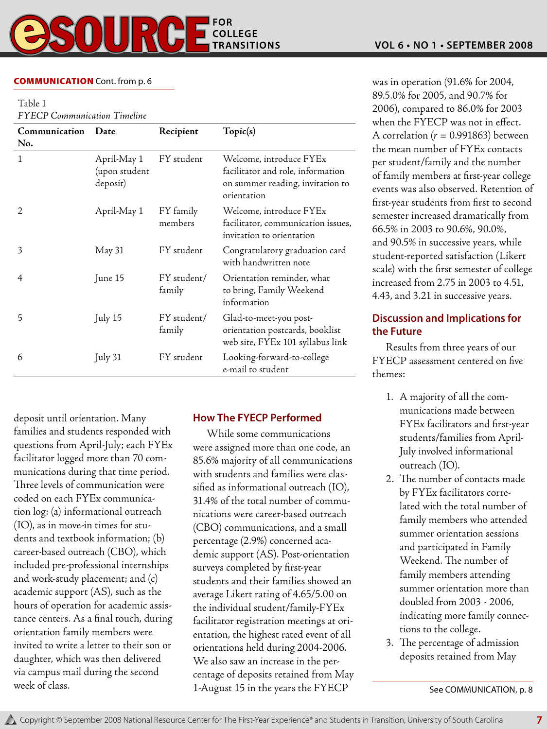**COMMUNICATION** Cont. from p. 6

Table 1
*FYECP Communication Timeline*

| Communication No. | Date | Recipient | Topic(s) |
|---|---|---|---|
| 1 | April-May 1 (upon student deposit) | FY student | Welcome, introduce FYEx facilitator and role, information on summer reading, invitation to orientation |
| 2 | April-May 1 | FY family members | Welcome, introduce FYEx facilitator, communication issues, invitation to orientation |
| 3 | May 31 | FY student | Congratulatory graduation card with handwritten note |
| 4 | June 15 | FY student/ family | Orientation reminder, what to bring, Family Weekend information |
| 5 | July 15 | FY student/ family | Glad-to-meet-you post-orientation postcards, booklist web site, FYEx 101 syllabus link |
| 6 | July 31 | FY student | Looking-forward-to-college e-mail to student |

deposit until orientation. Many families and students responded with questions from April-July; each FYEx facilitator logged more than 70 communications during that time period. Three levels of communication were coded on each FYEx communication log: (a) informational outreach (IO), as in move-in times for students and textbook information; (b) career-based outreach (CBO), which included pre-professional internships and work-study placement; and (c) academic support (AS), such as the hours of operation for academic assistance centers. As a final touch, during orientation family members were invited to write a letter to their son or daughter, which was then delivered via campus mail during the second week of class.

## How The FYECP Performed

While some communications were assigned more than one code, an 85.6% majority of all communications with students and families were classified as informational outreach (IO), 31.4% of the total number of communications were career-based outreach (CBO) communications, and a small percentage (2.9%) concerned academic support (AS). Post-orientation surveys completed by first-year students and their families showed an average Likert rating of 4.65/5.00 on the individual student/family-FYEx facilitator registration meetings at orientation, the highest rated event of all orientations held during 2004-2006. We also saw an increase in the percentage of deposits retained from May 1-August 15 in the years the FYECP was in operation (91.6% for 2004, 89.5.0% for 2005, and 90.7% for 2006), compared to 86.0% for 2003 when the FYECP was not in effect. A correlation ($r = 0.991863$) between the mean number of FYEx contacts per student/family and the number of family members at first-year college events was also observed. Retention of first-year students from first to second semester increased dramatically from 66.5% in 2003 to 90.6%, 90.0%, and 90.5% in successive years, while student-reported satisfaction (Likert scale) with the first semester of college increased from 2.75 in 2003 to 4.51, 4.43, and 3.21 in successive years.

## Discussion and Implications for the Future

Results from three years of our FYECP assessment centered on five themes:

1. A majority of all the communications made between FYEx facilitators and first-year students/families from April-July involved informational outreach (IO).
2. The number of contacts made by FYEx facilitators correlated with the total number of family members who attended summer orientation sessions and participated in Family Weekend. The number of family members attending summer orientation more than doubled from 2003 - 2006, indicating more family connections to the college.
3. The percentage of admission deposits retained from May

See COMMUNICATION, p. 8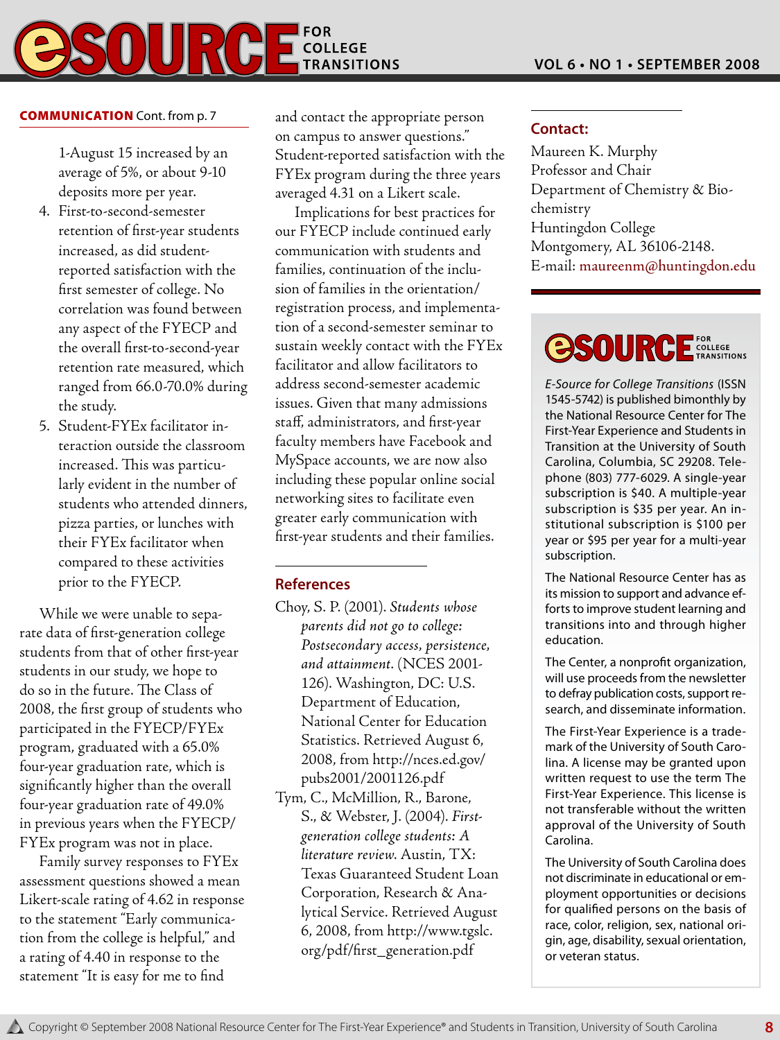**COMMUNICATION** Cont. from p. 7

1-August 15 increased by an average of 5%, or about 9-10 deposits more per year.

4. First-to-second-semester retention of first-year students increased, as did student-reported satisfaction with the first semester of college. No correlation was found between any aspect of the FYECP and the overall first-to-second-year retention rate measured, which ranged from 66.0-70.0% during the study.
5. Student-FYEx facilitator interaction outside the classroom increased. This was particularly evident in the number of students who attended dinners, pizza parties, or lunches with their FYEx facilitator when compared to these activities prior to the FYECP.

While we were unable to separate data of first-generation college students from that of other first-year students in our study, we hope to do so in the future. The Class of 2008, the first group of students who participated in the FYECP/FYEx program, graduated with a 65.0% four-year graduation rate, which is significantly higher than the overall four-year graduation rate of 49.0% in previous years when the FYECP/FYEx program was not in place.

Family survey responses to FYEx assessment questions showed a mean Likert-scale rating of 4.62 in response to the statement "Early communication from the college is helpful," and a rating of 4.40 in response to the statement "It is easy for me to find and contact the appropriate person on campus to answer questions." Student-reported satisfaction with the FYEx program during the three years averaged 4.31 on a Likert scale.

Implications for best practices for our FYECP include continued early communication with students and families, continuation of the inclusion of families in the orientation/registration process, and implementation of a second-semester seminar to sustain weekly contact with the FYEx facilitator and allow facilitators to address second-semester academic issues. Given that many admissions staff, administrators, and first-year faculty members have Facebook and MySpace accounts, we are now also including these popular online social networking sites to facilitate even greater early communication with first-year students and their families.

## References

Choy, S. P. (2001). *Students whose parents did not go to college: Postsecondary access, persistence, and attainment*. (NCES 2001-126). Washington, DC: U.S. Department of Education, National Center for Education Statistics. Retrieved August 6, 2008, from http://nces.ed.gov/pubs2001/2001126.pdf

Tym, C., McMillion, R., Barone, S., & Webster, J. (2004). *First-generation college students: A literature review*. Austin, TX: Texas Guaranteed Student Loan Corporation, Research & Analytical Service. Retrieved August 6, 2008, from http://www.tgslc.org/pdf/first_generation.pdf

## Contact:

Maureen K. Murphy
Professor and Chair
Department of Chemistry & Biochemistry
Huntingdon College
Montgomery, AL 36106-2148.
E-mail: maureenm@huntingdon.edu

---

**eSOURCE FOR COLLEGE TRANSITIONS**

*E-Source for College Transitions* (ISSN 1545-5742) is published bimonthly by the National Resource Center for The First-Year Experience and Students in Transition at the University of South Carolina, Columbia, SC 29208. Telephone (803) 777-6029. A single-year subscription is $40. A multiple-year subscription is $35 per year. An institutional subscription is $100 per year or $95 per year for a multi-year subscription.

The National Resource Center has as its mission to support and advance efforts to improve student learning and transitions into and through higher education.

The Center, a nonprofit organization, will use proceeds from the newsletter to defray publication costs, support research, and disseminate information.

The First-Year Experience is a trademark of the University of South Carolina. A license may be granted upon written request to use the term The First-Year Experience. This license is not transferable without the written approval of the University of South Carolina.

The University of South Carolina does not discriminate in educational or employment opportunities or decisions for qualified persons on the basis of race, color, religion, sex, national origin, age, disability, sexual orientation, or veteran status.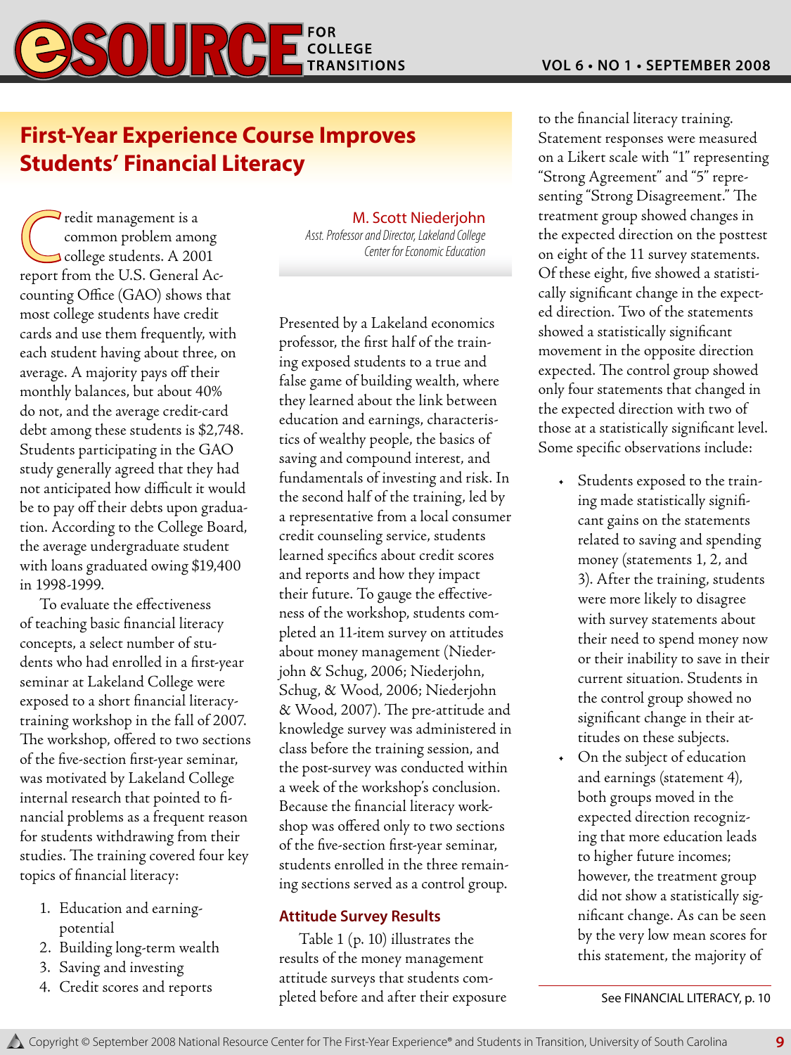# First-Year Experience Course Improves Students' Financial Literacy

**M. Scott Niederjohn**
*Asst. Professor and Director, Lakeland College Center for Economic Education*

Credit management is a common problem among college students. A 2001 report from the U.S. General Accounting Office (GAO) shows that most college students have credit cards and use them frequently, with each student having about three, on average. A majority pays off their monthly balances, but about 40% do not, and the average credit-card debt among these students is $2,748. Students participating in the GAO study generally agreed that they had not anticipated how difficult it would be to pay off their debts upon graduation. According to the College Board, the average undergraduate student with loans graduated owing $19,400 in 1998-1999.

To evaluate the effectiveness of teaching basic financial literacy concepts, a select number of students who had enrolled in a first-year seminar at Lakeland College were exposed to a short financial literacy-training workshop in the fall of 2007. The workshop, offered to two sections of the five-section first-year seminar, was motivated by Lakeland College internal research that pointed to financial problems as a frequent reason for students withdrawing from their studies. The training covered four key topics of financial literacy:

1. Education and earning-potential
2. Building long-term wealth
3. Saving and investing
4. Credit scores and reports

Presented by a Lakeland economics professor, the first half of the training exposed students to a true and false game of building wealth, where they learned about the link between education and earnings, characteristics of wealthy people, the basics of saving and compound interest, and fundamentals of investing and risk. In the second half of the training, led by a representative from a local consumer credit counseling service, students learned specifics about credit scores and reports and how they impact their future. To gauge the effectiveness of the workshop, students completed an 11-item survey on attitudes about money management (Niederjohn & Schug, 2006; Niederjohn, Schug, & Wood, 2006; Niederjohn & Wood, 2007). The pre-attitude and knowledge survey was administered in class before the training session, and the post-survey was conducted within a week of the workshop's conclusion. Because the financial literacy workshop was offered only to two sections of the five-section first-year seminar, students enrolled in the three remaining sections served as a control group.

## Attitude Survey Results

Table 1 (p. 10) illustrates the results of the money management attitude surveys that students completed before and after their exposure to the financial literacy training. Statement responses were measured on a Likert scale with "1" representing "Strong Agreement" and "5" representing "Strong Disagreement." The treatment group showed changes in the expected direction on the posttest on eight of the 11 survey statements. Of these eight, five showed a statistically significant change in the expected direction. Two of the statements showed a statistically significant movement in the opposite direction expected. The control group showed only four statements that changed in the expected direction with two of those at a statistically significant level. Some specific observations include:

- Students exposed to the training made statistically significant gains on the statements related to saving and spending money (statements 1, 2, and 3). After the training, students were more likely to disagree with survey statements about their need to spend money now or their inability to save in their current situation. Students in the control group showed no significant change in their attitudes on these subjects.
- On the subject of education and earnings (statement 4), both groups moved in the expected direction recognizing that more education leads to higher future incomes; however, the treatment group did not show a statistically significant change. As can be seen by the very low mean scores for this statement, the majority of

See FINANCIAL LITERACY, p. 10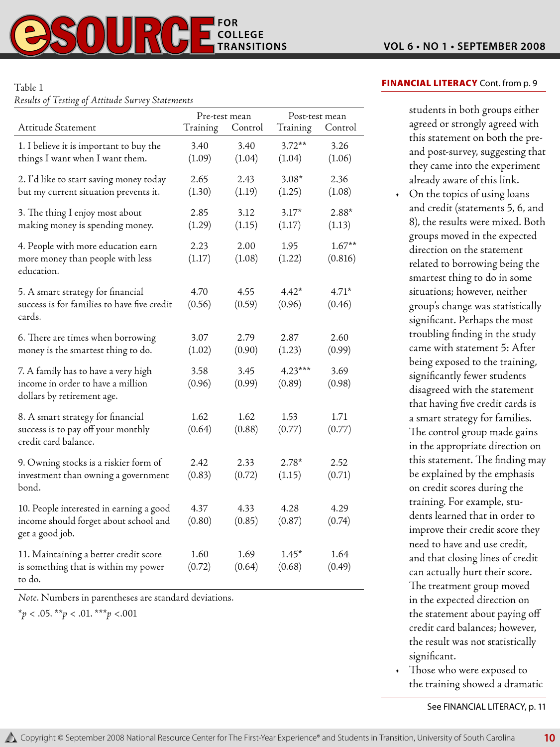Table 1
*Results of Testing of Attitude Survey Statements*

| Attitude Statement | Pre-test mean | | Post-test mean | |
|---|---|---|---|---|
| | Training | Control | Training | Control |
| 1. I believe it is important to buy the things I want when I want them. | 3.40 (1.09) | 3.40 (1.04) | 3.72** (1.04) | 3.26 (1.06) |
| 2. I'd like to start saving money today but my current situation prevents it. | 2.65 (1.30) | 2.43 (1.19) | 3.08* (1.25) | 2.36 (1.08) |
| 3. The thing I enjoy most about making money is spending money. | 2.85 (1.29) | 3.12 (1.15) | 3.17* (1.17) | 2.88* (1.13) |
| 4. People with more education earn more money than people with less education. | 2.23 (1.17) | 2.00 (1.08) | 1.95 (1.22) | 1.67** (0.816) |
| 5. A smart strategy for financial success is for families to have five credit cards. | 4.70 (0.56) | 4.55 (0.59) | 4.42* (0.96) | 4.71* (0.46) |
| 6. There are times when borrowing money is the smartest thing to do. | 3.07 (1.02) | 2.79 (0.90) | 2.87 (1.23) | 2.60 (0.99) |
| 7. A family has to have a very high income in order to have a million dollars by retirement age. | 3.58 (0.96) | 3.45 (0.99) | 4.23*** (0.89) | 3.69 (0.98) |
| 8. A smart strategy for financial success is to pay off your monthly credit card balance. | 1.62 (0.64) | 1.62 (0.88) | 1.53 (0.77) | 1.71 (0.77) |
| 9. Owning stocks is a riskier form of investment than owning a government bond. | 2.42 (0.83) | 2.33 (0.72) | 2.78* (1.15) | 2.52 (0.71) |
| 10. People interested in earning a good income should forget about school and get a good job. | 4.37 (0.80) | 4.33 (0.85) | 4.28 (0.87) | 4.29 (0.74) |
| 11. Maintaining a better credit score is something that is within my power to do. | 1.60 (0.72) | 1.69 (0.64) | 1.45* (0.68) | 1.64 (0.49) |

*Note*. Numbers in parentheses are standard deviations.
$^*p < .05$. $^{**}p < .01$. $^{***}p < .001$

**FINANCIAL LITERACY** Cont. from p. 9

students in both groups either agreed or strongly agreed with this statement on both the pre- and post-survey, suggesting that they came into the experiment already aware of this link.

- On the topics of using loans and credit (statements 5, 6, and 8), the results were mixed. Both groups moved in the expected direction on the statement related to borrowing being the smartest thing to do in some situations; however, neither group's change was statistically significant. Perhaps the most troubling finding in the study came with statement 5: After being exposed to the training, significantly fewer students disagreed with the statement that having five credit cards is a smart strategy for families. The control group made gains in the appropriate direction on this statement. The finding may be explained by the emphasis on credit scores during the training. For example, students learned that in order to improve their credit score they need to have and use credit, and that closing lines of credit can actually hurt their score. The treatment group moved in the expected direction on the statement about paying off credit card balances; however, the result was not statistically significant.
- Those who were exposed to the training showed a dramatic

See FINANCIAL LITERACY, p. 11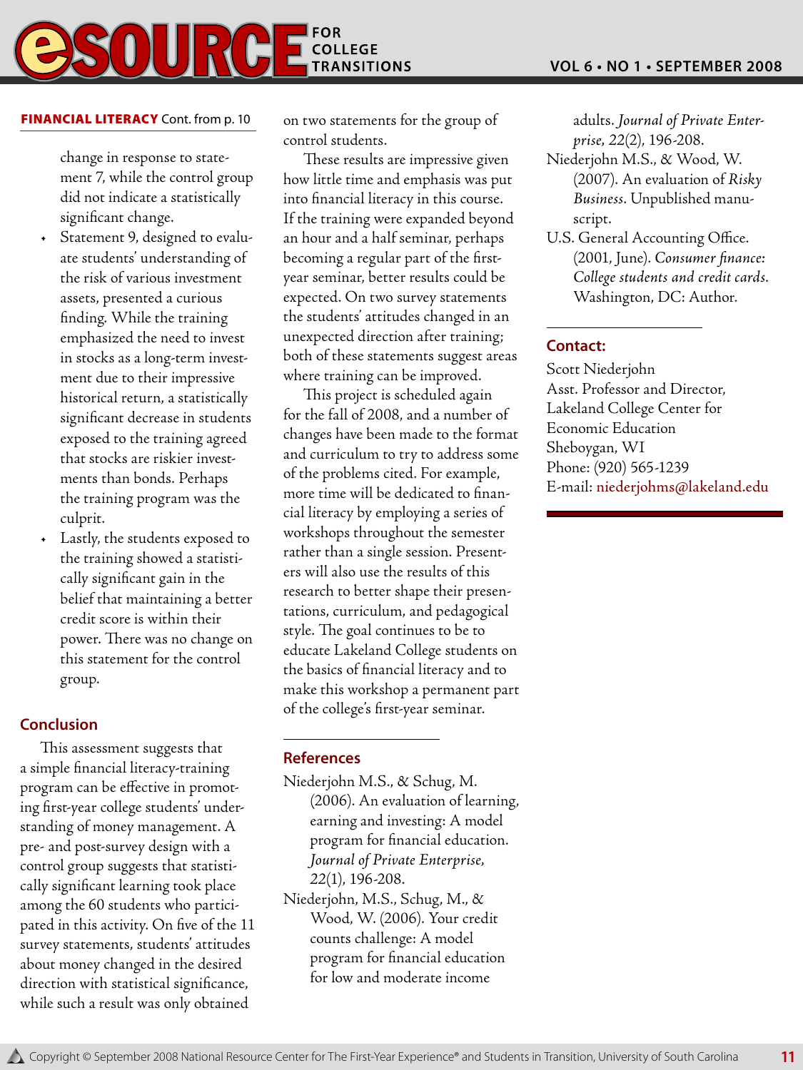**FINANCIAL LITERACY** Cont. from p. 10

change in response to statement 7, while the control group did not indicate a statistically significant change.

- Statement 9, designed to evaluate students' understanding of the risk of various investment assets, presented a curious finding. While the training emphasized the need to invest in stocks as a long-term investment due to their impressive historical return, a statistically significant decrease in students exposed to the training agreed that stocks are riskier investments than bonds. Perhaps the training program was the culprit.
- Lastly, the students exposed to the training showed a statistically significant gain in the belief that maintaining a better credit score is within their power. There was no change on this statement for the control group.

## Conclusion

This assessment suggests that a simple financial literacy-training program can be effective in promoting first-year college students' understanding of money management. A pre- and post-survey design with a control group suggests that statistically significant learning took place among the 60 students who participated in this activity. On five of the 11 survey statements, students' attitudes about money changed in the desired direction with statistical significance, while such a result was only obtained on two statements for the group of control students.

These results are impressive given how little time and emphasis was put into financial literacy in this course. If the training were expanded beyond an hour and a half seminar, perhaps becoming a regular part of the first-year seminar, better results could be expected. On two survey statements the students' attitudes changed in an unexpected direction after training; both of these statements suggest areas where training can be improved.

This project is scheduled again for the fall of 2008, and a number of changes have been made to the format and curriculum to try to address some of the problems cited. For example, more time will be dedicated to financial literacy by employing a series of workshops throughout the semester rather than a single session. Presenters will also use the results of this research to better shape their presentations, curriculum, and pedagogical style. The goal continues to be to educate Lakeland College students on the basics of financial literacy and to make this workshop a permanent part of the college's first-year seminar.

## References

Niederjohn M.S., & Schug, M. (2006). An evaluation of learning, earning and investing: A model program for financial education. *Journal of Private Enterprise*, *22*(1), 196-208.

Niederjohn, M.S., Schug, M., & Wood, W. (2006). Your credit counts challenge: A model program for financial education for low and moderate income adults. *Journal of Private Enterprise*, *22*(2), 196-208.

Niederjohn M.S., & Wood, W. (2007). An evaluation of *Risky Business*. Unpublished manuscript.

U.S. General Accounting Office. (2001, June). *Consumer finance: College students and credit cards*. Washington, DC: Author.

## Contact:

Scott Niederjohn
Asst. Professor and Director, Lakeland College Center for Economic Education
Sheboygan, WI
Phone: (920) 565-1239
E-mail: niederjohms@lakeland.edu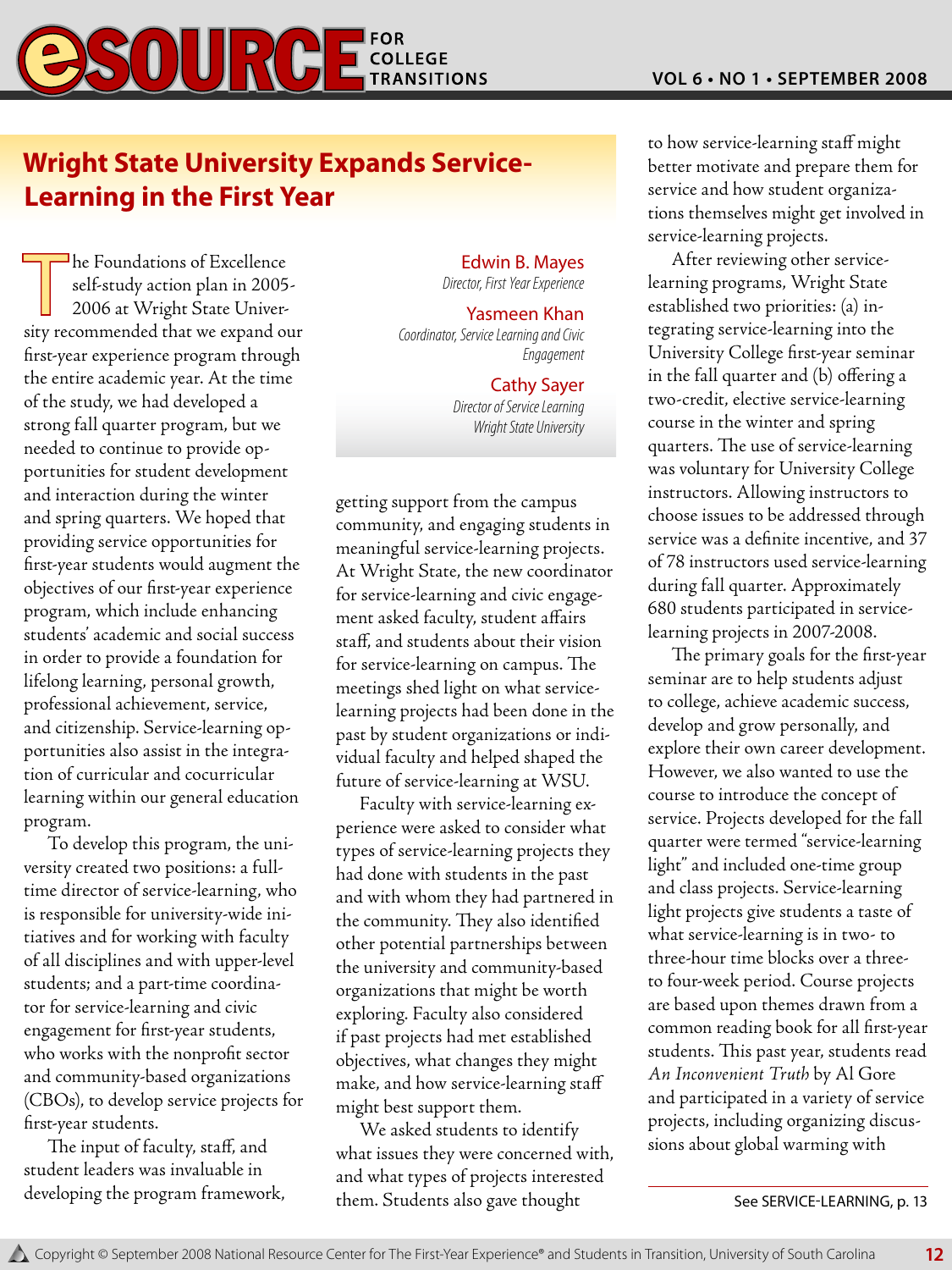## Wright State University Expands Service-Learning in the First Year

**Edwin B. Mayes**
*Director, First Year Experience*

**Yasmeen Khan**
*Coordinator, Service Learning and Civic Engagement*

**Cathy Sayer**
*Director of Service Learning*
*Wright State University*

The Foundations of Excellence self-study action plan in 2005-2006 at Wright State University recommended that we expand our first-year experience program through the entire academic year. At the time of the study, we had developed a strong fall quarter program, but we needed to continue to provide opportunities for student development and interaction during the winter and spring quarters. We hoped that providing service opportunities for first-year students would augment the objectives of our first-year experience program, which include enhancing students' academic and social success in order to provide a foundation for lifelong learning, personal growth, professional achievement, service, and citizenship. Service-learning opportunities also assist in the integration of curricular and cocurricular learning within our general education program.

To develop this program, the university created two positions: a full-time director of service-learning, who is responsible for university-wide initiatives and for working with faculty of all disciplines and with upper-level students; and a part-time coordinator for service-learning and civic engagement for first-year students, who works with the nonprofit sector and community-based organizations (CBOs), to develop service projects for first-year students.

The input of faculty, staff, and student leaders was invaluable in developing the program framework, getting support from the campus community, and engaging students in meaningful service-learning projects. At Wright State, the new coordinator for service-learning and civic engagement asked faculty, student affairs staff, and students about their vision for service-learning on campus. The meetings shed light on what service-learning projects had been done in the past by student organizations or individual faculty and helped shaped the future of service-learning at WSU.

Faculty with service-learning experience were asked to consider what types of service-learning projects they had done with students in the past and with whom they had partnered in the community. They also identified other potential partnerships between the university and community-based organizations that might be worth exploring. Faculty also considered if past projects had met established objectives, what changes they might make, and how service-learning staff might best support them.

We asked students to identify what issues they were concerned with, and what types of projects interested them. Students also gave thought to how service-learning staff might better motivate and prepare them for service and how student organizations themselves might get involved in service-learning projects.

After reviewing other service-learning programs, Wright State established two priorities: (a) integrating service-learning into the University College first-year seminar in the fall quarter and (b) offering a two-credit, elective service-learning course in the winter and spring quarters. The use of service-learning was voluntary for University College instructors. Allowing instructors to choose issues to be addressed through service was a definite incentive, and 37 of 78 instructors used service-learning during fall quarter. Approximately 680 students participated in service-learning projects in 2007-2008.

The primary goals for the first-year seminar are to help students adjust to college, achieve academic success, develop and grow personally, and explore their own career development. However, we also wanted to use the course to introduce the concept of service. Projects developed for the fall quarter were termed "service-learning light" and included one-time group and class projects. Service-learning light projects give students a taste of what service-learning is in two- to three-hour time blocks over a three- to four-week period. Course projects are based upon themes drawn from a common reading book for all first-year students. This past year, students read *An Inconvenient Truth* by Al Gore and participated in a variety of service projects, including organizing discussions about global warming with

See SERVICE-LEARNING, p. 13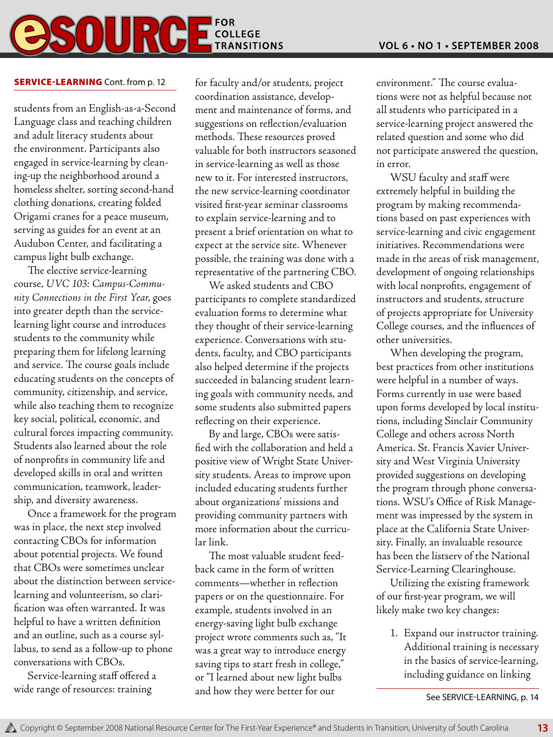**SERVICE-LEARNING** Cont. from p. 12

students from an English-as-a-Second Language class and teaching children and adult literacy students about the environment. Participants also engaged in service-learning by cleaning-up the neighborhood around a homeless shelter, sorting second-hand clothing donations, creating folded Origami cranes for a peace museum, serving as guides for an event at an Audubon Center, and facilitating a campus light bulb exchange.

The elective service-learning course, *UVC 103: Campus-Community Connections in the First Year*, goes into greater depth than the service-learning light course and introduces students to the community while preparing them for lifelong learning and service. The course goals include educating students on the concepts of community, citizenship, and service, while also teaching them to recognize key social, political, economic, and cultural forces impacting community. Students also learned about the role of nonprofits in community life and developed skills in oral and written communication, teamwork, leadership, and diversity awareness.

Once a framework for the program was in place, the next step involved contacting CBOs for information about potential projects. We found that CBOs were sometimes unclear about the distinction between service-learning and volunteerism, so clarification was often warranted. It was helpful to have a written definition and an outline, such as a course syllabus, to send as a follow-up to phone conversations with CBOs.

Service-learning staff offered a wide range of resources: training for faculty and/or students, project coordination assistance, development and maintenance of forms, and suggestions on reflection/evaluation methods. These resources proved valuable for both instructors seasoned in service-learning as well as those new to it. For interested instructors, the new service-learning coordinator visited first-year seminar classrooms to explain service-learning and to present a brief orientation on what to expect at the service site. Whenever possible, the training was done with a representative of the partnering CBO.

We asked students and CBO participants to complete standardized evaluation forms to determine what they thought of their service-learning experience. Conversations with students, faculty, and CBO participants also helped determine if the projects succeeded in balancing student learning goals with community needs, and some students also submitted papers reflecting on their experience.

By and large, CBOs were satisfied with the collaboration and held a positive view of Wright State University students. Areas to improve upon included educating students further about organizations' missions and providing community partners with more information about the curricular link.

The most valuable student feedback came in the form of written comments—whether in reflection papers or on the questionnaire. For example, students involved in an energy-saving light bulb exchange project wrote comments such as, "It was a great way to introduce energy saving tips to start fresh in college," or "I learned about new light bulbs and how they were better for our environment." The course evaluations were not as helpful because not all students who participated in a service-learning project answered the related question and some who did not participate answered the question, in error.

WSU faculty and staff were extremely helpful in building the program by making recommendations based on past experiences with service-learning and civic engagement initiatives. Recommendations were made in the areas of risk management, development of ongoing relationships with local nonprofits, engagement of instructors and students, structure of projects appropriate for University College courses, and the influences of other universities.

When developing the program, best practices from other institutions were helpful in a number of ways. Forms currently in use were based upon forms developed by local institutions, including Sinclair Community College and others across North America. St. Francis Xavier University and West Virginia University provided suggestions on developing the program through phone conversations. WSU's Office of Risk Management was impressed by the system in place at the California State University. Finally, an invaluable resource has been the listserv of the National Service-Learning Clearinghouse.

Utilizing the existing framework of our first-year program, we will likely make two key changes:

1. Expand our instructor training. Additional training is necessary in the basics of service-learning, including guidance on linking

See SERVICE-LEARNING, p. 14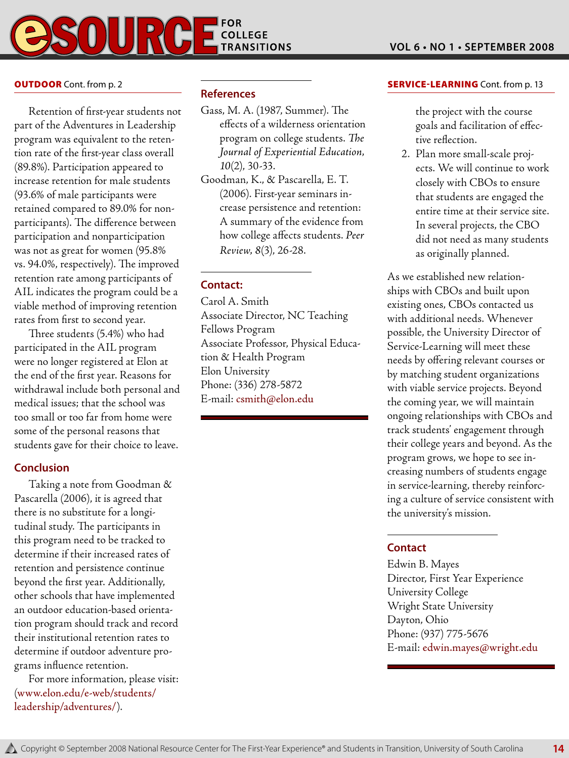**OUTDOOR** Cont. from p. 2

Retention of first-year students not part of the Adventures in Leadership program was equivalent to the retention rate of the first-year class overall (89.8%). Participation appeared to increase retention for male students (93.6% of male participants were retained compared to 89.0% for nonparticipants). The difference between participation and nonparticipation was not as great for women (95.8% vs. 94.0%, respectively). The improved retention rate among participants of AIL indicates the program could be a viable method of improving retention rates from first to second year.

Three students (5.4%) who had participated in the AIL program were no longer registered at Elon at the end of the first year. Reasons for withdrawal include both personal and medical issues; that the school was too small or too far from home were some of the personal reasons that students gave for their choice to leave.

## Conclusion

Taking a note from Goodman & Pascarella (2006), it is agreed that there is no substitute for a longitudinal study. The participants in this program need to be tracked to determine if their increased rates of retention and persistence continue beyond the first year. Additionally, other schools that have implemented an outdoor education-based orientation program should track and record their institutional retention rates to determine if outdoor adventure programs influence retention.

For more information, please visit: (www.elon.edu/e-web/students/leadership/adventures/).

## References

Gass, M. A. (1987, Summer). The effects of a wilderness orientation program on college students. *The Journal of Experiential Education, 10*(2), 30-33.

Goodman, K., & Pascarella, E. T. (2006). First-year seminars increase persistence and retention: A summary of the evidence from how college affects students. *Peer Review, 8*(3), 26-28.

## Contact:

Carol A. Smith
Associate Director, NC Teaching Fellows Program
Associate Professor, Physical Education & Health Program
Elon University
Phone: (336) 278-5872
E-mail: csmith@elon.edu

---

**SERVICE-LEARNING** Cont. from p. 13

the project with the course goals and facilitation of effective reflection.

2. Plan more small-scale projects. We will continue to work closely with CBOs to ensure that students are engaged the entire time at their service site. In several projects, the CBO did not need as many students as originally planned.

As we established new relationships with CBOs and built upon existing ones, CBOs contacted us with additional needs. Whenever possible, the University Director of Service-Learning will meet these needs by offering relevant courses or by matching student organizations with viable service projects. Beyond the coming year, we will maintain ongoing relationships with CBOs and track students' engagement through their college years and beyond. As the program grows, we hope to see increasing numbers of students engage in service-learning, thereby reinforcing a culture of service consistent with the university's mission.

## Contact

Edwin B. Mayes
Director, First Year Experience
University College
Wright State University
Dayton, Ohio
Phone: (937) 775-5676
E-mail: edwin.mayes@wright.edu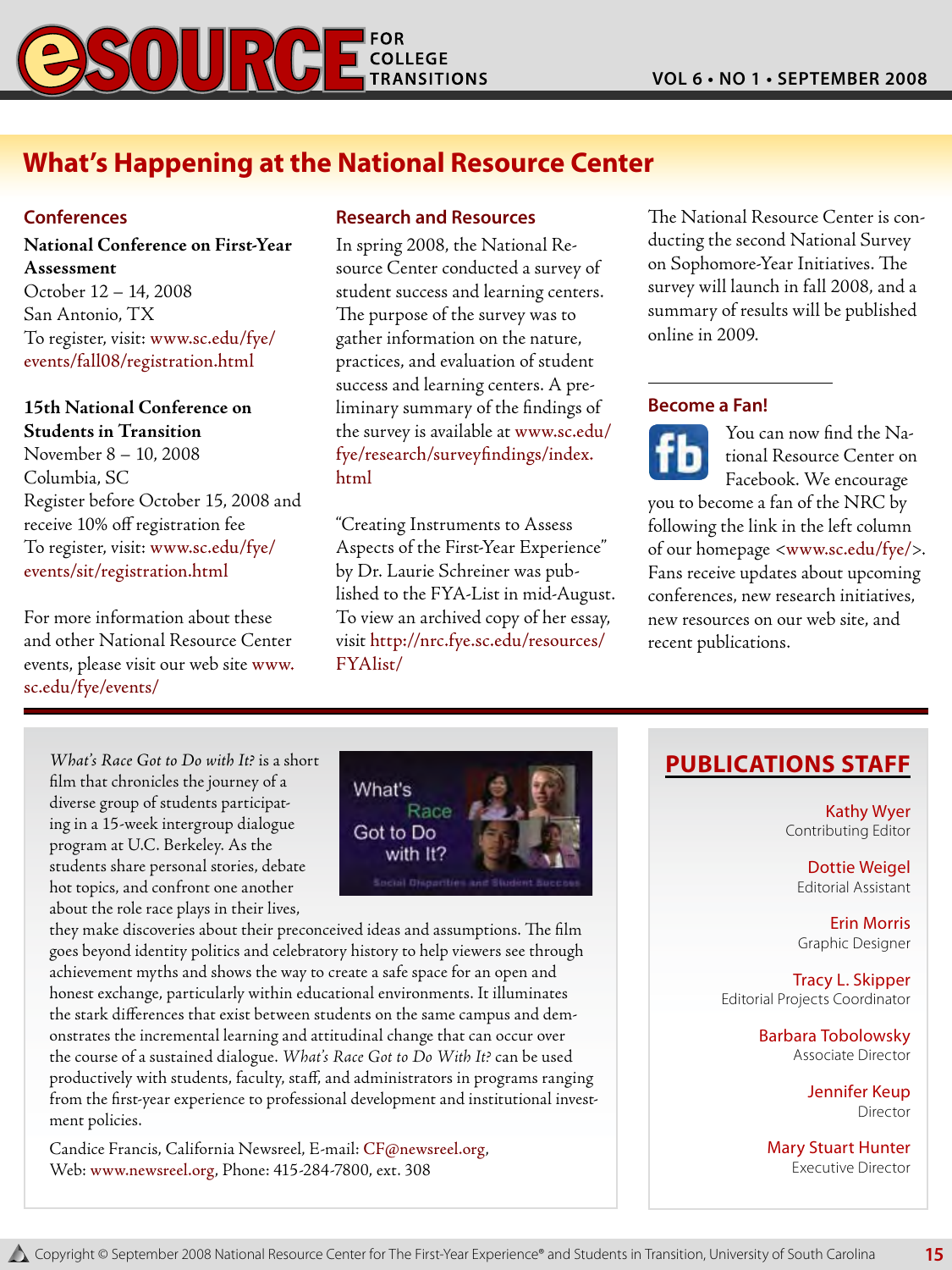## What's Happening at the National Resource Center

### Conferences

**National Conference on First-Year Assessment**
October 12 – 14, 2008
San Antonio, TX
To register, visit: www.sc.edu/fye/events/fall08/registration.html

**15th National Conference on Students in Transition**
November 8 – 10, 2008
Columbia, SC
Register before October 15, 2008 and receive 10% off registration fee
To register, visit: www.sc.edu/fye/events/sit/registration.html

For more information about these and other National Resource Center events, please visit our web site www.sc.edu/fye/events/

### Research and Resources

In spring 2008, the National Resource Center conducted a survey of student success and learning centers. The purpose of the survey was to gather information on the nature, practices, and evaluation of student success and learning centers. A preliminary summary of the findings of the survey is available at www.sc.edu/fye/research/surveyfindings/index.html

"Creating Instruments to Assess Aspects of the First-Year Experience" by Dr. Laurie Schreiner was published to the FYA-List in mid-August. To view an archived copy of her essay, visit http://nrc.fye.sc.edu/resources/FYAlist/

The National Resource Center is conducting the second National Survey on Sophomore-Year Initiatives. The survey will launch in fall 2008, and a summary of results will be published online in 2009.

### Become a Fan!

You can now find the National Resource Center on Facebook. We encourage you to become a fan of the NRC by following the link in the left column of our homepage <www.sc.edu/fye/>. Fans receive updates about upcoming conferences, new research initiatives, new resources on our web site, and recent publications.

---

*What's Race Got to Do with It?* is a short film that chronicles the journey of a diverse group of students participating in a 15-week intergroup dialogue program at U.C. Berkeley. As the students share personal stories, debate hot topics, and confront one another about the role race plays in their lives, they make discoveries about their preconceived ideas and assumptions. The film goes beyond identity politics and celebratory history to help viewers see through achievement myths and shows the way to create a safe space for an open and honest exchange, particularly within educational environments. It illuminates the stark differences that exist between students on the same campus and demonstrates the incremental learning and attitudinal change that can occur over the course of a sustained dialogue. *What's Race Got to Do With It?* can be used productively with students, faculty, staff, and administrators in programs ranging from the first-year experience to professional development and institutional investment policies.

Candice Francis, California Newsreel, E-mail: CF@newsreel.org, Web: www.newsreel.org, Phone: 415-284-7800, ext. 308

## PUBLICATIONS STAFF

Kathy Wyer
Contributing Editor

Dottie Weigel
Editorial Assistant

Erin Morris
Graphic Designer

Tracy L. Skipper
Editorial Projects Coordinator

Barbara Tobolowsky
Associate Director

Jennifer Keup
Director

Mary Stuart Hunter
Executive Director

Copyright © September 2008 National Resource Center for The First-Year Experience® and Students in Transition, University of South Carolina